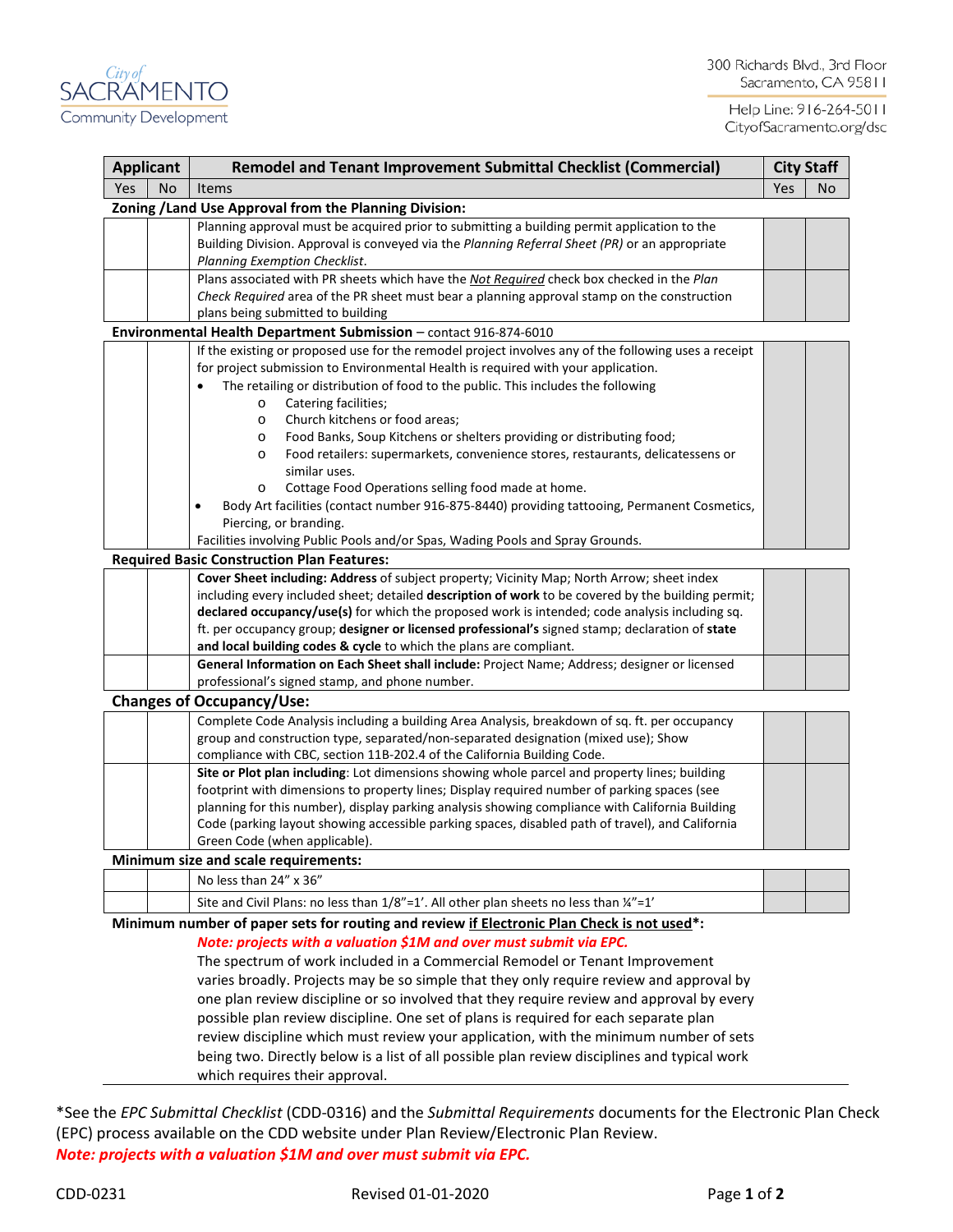City of SACRAMENTO Community Development

300 Richards Blvd., 3rd Floor
Sacramento, CA 95811

Help Line: 916-264-5011
CityofSacramento.org/dsc

| Applicant | | Remodel and Tenant Improvement Submittal Checklist (Commercial) | City Staff | |
|---|---|---|---|---|
| Yes | No | Items | Yes | No |
| **Zoning /Land Use Approval from the Planning Division:** | | | | |
| | | Planning approval must be acquired prior to submitting a building permit application to the Building Division. Approval is conveyed via the *Planning Referral Sheet (PR)* or an appropriate *Planning Exemption Checklist*. | | |
| | | Plans associated with PR sheets which have the *Not Required* check box checked in the *Plan Check Required* area of the PR sheet must bear a planning approval stamp on the construction plans being submitted to building | | |
| **Environmental Health Department Submission** – contact 916-874-6010 | | | | |
| | | If the existing or proposed use for the remodel project involves any of the following uses a receipt for project submission to Environmental Health is required with your application.<br>• The retailing or distribution of food to the public. This includes the following<br>o Catering facilities;<br>o Church kitchens or food areas;<br>o Food Banks, Soup Kitchens or shelters providing or distributing food;<br>o Food retailers: supermarkets, convenience stores, restaurants, delicatessens or similar uses.<br>o Cottage Food Operations selling food made at home.<br>• Body Art facilities (contact number 916-875-8440) providing tattooing, Permanent Cosmetics, Piercing, or branding.<br>Facilities involving Public Pools and/or Spas, Wading Pools and Spray Grounds. | | |
| **Required Basic Construction Plan Features:** | | | | |
| | | **Cover Sheet including: Address** of subject property; Vicinity Map; North Arrow; sheet index including every included sheet; detailed **description of work** to be covered by the building permit; **declared occupancy/use(s)** for which the proposed work is intended; code analysis including sq. ft. per occupancy group; **designer or licensed professional's** signed stamp; declaration of **state and local building codes & cycle** to which the plans are compliant. | | |
| | | **General Information on Each Sheet shall include:** Project Name; Address; designer or licensed professional's signed stamp, and phone number. | | |
| **Changes of Occupancy/Use:** | | | | |
| | | Complete Code Analysis including a building Area Analysis, breakdown of sq. ft. per occupancy group and construction type, separated/non-separated designation (mixed use); Show compliance with CBC, section 11B-202.4 of the California Building Code. | | |
| | | **Site or Plot plan including**: Lot dimensions showing whole parcel and property lines; building footprint with dimensions to property lines; Display required number of parking spaces (see planning for this number), display parking analysis showing compliance with California Building Code (parking layout showing accessible parking spaces, disabled path of travel), and California Green Code (when applicable). | | |
| **Minimum size and scale requirements:** | | | | |
| | | No less than 24" x 36" | | |
| | | Site and Civil Plans: no less than 1/8"=1'. All other plan sheets no less than ¼"=1' | | |

**Minimum number of paper sets for routing and review if Electronic Plan Check is not used\*:**

***Note: projects with a valuation $1M and over must submit via EPC.***

The spectrum of work included in a Commercial Remodel or Tenant Improvement varies broadly. Projects may be so simple that they only require review and approval by one plan review discipline or so involved that they require review and approval by every possible plan review discipline. One set of plans is required for each separate plan review discipline which must review your application, with the minimum number of sets being two. Directly below is a list of all possible plan review disciplines and typical work which requires their approval.

\*See the *EPC Submittal Checklist* (CDD-0316) and the *Submittal Requirements* documents for the Electronic Plan Check (EPC) process available on the CDD website under Plan Review/Electronic Plan Review.

***Note: projects with a valuation $1M and over must submit via EPC.***

CDD-0231 Revised 01-01-2020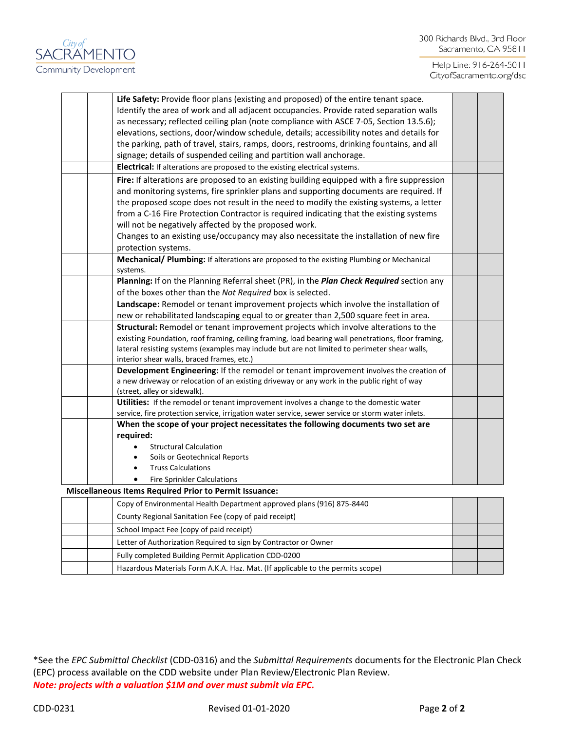| | | | | |
|---|---|---|---|---|
| | | **Life Safety:** Provide floor plans (existing and proposed) of the entire tenant space. Identify the area of work and all adjacent occupancies. Provide rated separation walls as necessary; reflected ceiling plan (note compliance with ASCE 7-05, Section 13.5.6); elevations, sections, door/window schedule, details; accessibility notes and details for the parking, path of travel, stairs, ramps, doors, restrooms, drinking fountains, and all signage; details of suspended ceiling and partition wall anchorage. | | |
| | | **Electrical:** If alterations are proposed to the existing electrical systems. | | |
| | | **Fire:** If alterations are proposed to an existing building equipped with a fire suppression and monitoring systems, fire sprinkler plans and supporting documents are required. If the proposed scope does not result in the need to modify the existing systems, a letter from a C-16 Fire Protection Contractor is required indicating that the existing systems will not be negatively affected by the proposed work. Changes to an existing use/occupancy may also necessitate the installation of new fire protection systems. | | |
| | | **Mechanical/ Plumbing:** If alterations are proposed to the existing Plumbing or Mechanical systems. | | |
| | | **Planning:** If on the Planning Referral sheet (PR), in the ***Plan Check Required*** section any of the boxes other than the *Not Required* box is selected. | | |
| | | **Landscape:** Remodel or tenant improvement projects which involve the installation of new or rehabilitated landscaping equal to or greater than 2,500 square feet in area. | | |
| | | **Structural:** Remodel or tenant improvement projects which involve alterations to the existing Foundation, roof framing, ceiling framing, load bearing wall penetrations, floor framing, lateral resisting systems (examples may include but are not limited to perimeter shear walls, interior shear walls, braced frames, etc.) | | |
| | | **Development Engineering:** If the remodel or tenant improvement involves the creation of a new driveway or relocation of an existing driveway or any work in the public right of way (street, alley or sidewalk). | | |
| | | **Utilities:** If the remodel or tenant improvement involves a change to the domestic water service, fire protection service, irrigation water service, sewer service or storm water inlets. | | |
| | | **When the scope of your project necessitates the following documents two set are required:**<br>• Structural Calculation<br>• Soils or Geotechnical Reports<br>• Truss Calculations<br>• Fire Sprinkler Calculations | | |

**Miscellaneous Items Required Prior to Permit Issuance:**

| | | | | |
|---|---|---|---|---|
| | | Copy of Environmental Health Department approved plans (916) 875-8440 | | |
| | | County Regional Sanitation Fee (copy of paid receipt) | | |
| | | School Impact Fee (copy of paid receipt) | | |
| | | Letter of Authorization Required to sign by Contractor or Owner | | |
| | | Fully completed Building Permit Application CDD-0200 | | |
| | | Hazardous Materials Form A.K.A. Haz. Mat. (If applicable to the permits scope) | | |

*See the *EPC Submittal Checklist* (CDD-0316) and the *Submittal Requirements* documents for the Electronic Plan Check (EPC) process available on the CDD website under Plan Review/Electronic Plan Review.

***Note: projects with a valuation $1M and over must submit via EPC.***